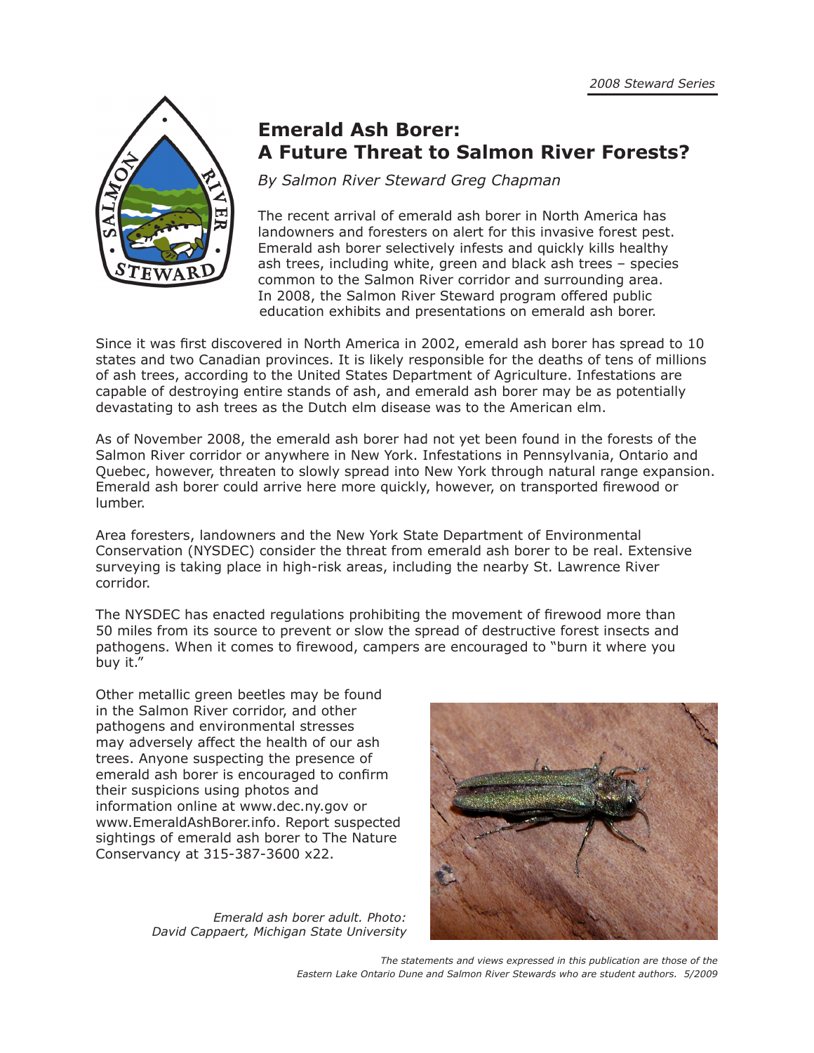*2008 Steward Series*

# Emerald Ash Borer: A Future Threat to Salmon River Forests?

*By Salmon River Steward Greg Chapman*

The recent arrival of emerald ash borer in North America has landowners and foresters on alert for this invasive forest pest. Emerald ash borer selectively infests and quickly kills healthy ash trees, including white, green and black ash trees – species common to the Salmon River corridor and surrounding area. In 2008, the Salmon River Steward program offered public education exhibits and presentations on emerald ash borer.

Since it was first discovered in North America in 2002, emerald ash borer has spread to 10 states and two Canadian provinces. It is likely responsible for the deaths of tens of millions of ash trees, according to the United States Department of Agriculture. Infestations are capable of destroying entire stands of ash, and emerald ash borer may be as potentially devastating to ash trees as the Dutch elm disease was to the American elm.

As of November 2008, the emerald ash borer had not yet been found in the forests of the Salmon River corridor or anywhere in New York. Infestations in Pennsylvania, Ontario and Quebec, however, threaten to slowly spread into New York through natural range expansion. Emerald ash borer could arrive here more quickly, however, on transported firewood or lumber.

Area foresters, landowners and the New York State Department of Environmental Conservation (NYSDEC) consider the threat from emerald ash borer to be real. Extensive surveying is taking place in high-risk areas, including the nearby St. Lawrence River corridor.

The NYSDEC has enacted regulations prohibiting the movement of firewood more than 50 miles from its source to prevent or slow the spread of destructive forest insects and pathogens. When it comes to firewood, campers are encouraged to "burn it where you buy it."

Other metallic green beetles may be found in the Salmon River corridor, and other pathogens and environmental stresses may adversely affect the health of our ash trees. Anyone suspecting the presence of emerald ash borer is encouraged to confirm their suspicions using photos and information online at www.dec.ny.gov or www.EmeraldAshBorer.info. Report suspected sightings of emerald ash borer to The Nature Conservancy at 315-387-3600 x22.

*Emerald ash borer adult. Photo: David Cappaert, Michigan State University*

*The statements and views expressed in this publication are those of the Eastern Lake Ontario Dune and Salmon River Stewards who are student authors. 5/2009*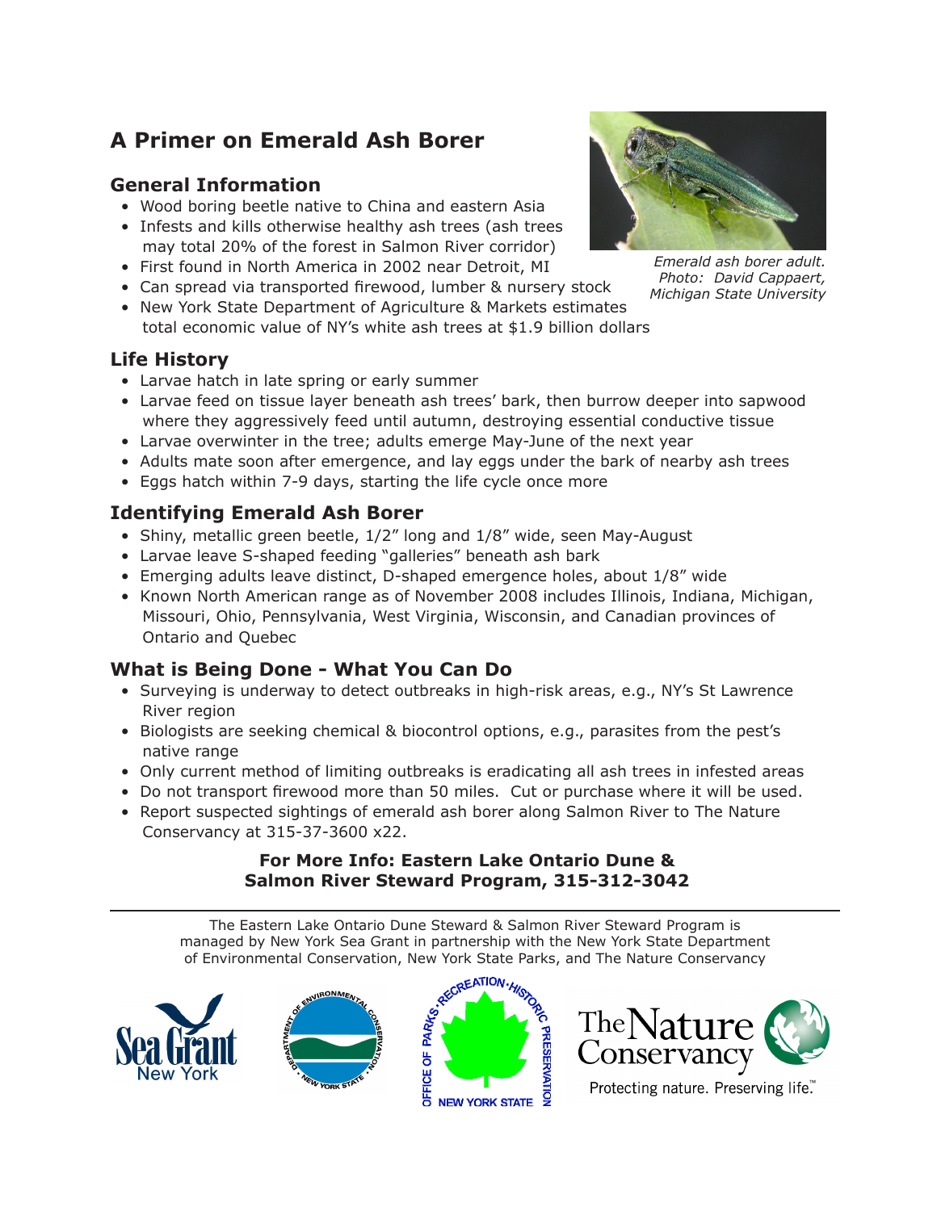# A Primer on Emerald Ash Borer

*Emerald ash borer adult. Photo: David Cappaert, Michigan State University*

## General Information

- Wood boring beetle native to China and eastern Asia
- Infests and kills otherwise healthy ash trees (ash trees may total 20% of the forest in Salmon River corridor)
- First found in North America in 2002 near Detroit, MI
- Can spread via transported firewood, lumber & nursery stock
- New York State Department of Agriculture & Markets estimates total economic value of NY's white ash trees at $1.9 billion dollars

## Life History

- Larvae hatch in late spring or early summer
- Larvae feed on tissue layer beneath ash trees' bark, then burrow deeper into sapwood where they aggressively feed until autumn, destroying essential conductive tissue
- Larvae overwinter in the tree; adults emerge May-June of the next year
- Adults mate soon after emergence, and lay eggs under the bark of nearby ash trees
- Eggs hatch within 7-9 days, starting the life cycle once more

## Identifying Emerald Ash Borer

- Shiny, metallic green beetle, 1/2" long and 1/8" wide, seen May-August
- Larvae leave S-shaped feeding "galleries" beneath ash bark
- Emerging adults leave distinct, D-shaped emergence holes, about 1/8" wide
- Known North American range as of November 2008 includes Illinois, Indiana, Michigan, Missouri, Ohio, Pennsylvania, West Virginia, Wisconsin, and Canadian provinces of Ontario and Quebec

## What is Being Done - What You Can Do

- Surveying is underway to detect outbreaks in high-risk areas, e.g., NY's St Lawrence River region
- Biologists are seeking chemical & biocontrol options, e.g., parasites from the pest's native range
- Only current method of limiting outbreaks is eradicating all ash trees in infested areas
- Do not transport firewood more than 50 miles. Cut or purchase where it will be used.
- Report suspected sightings of emerald ash borer along Salmon River to The Nature Conservancy at 315-37-3600 x22.

**For More Info: Eastern Lake Ontario Dune & Salmon River Steward Program, 315-312-3042**

---

The Eastern Lake Ontario Dune Steward & Salmon River Steward Program is managed by New York Sea Grant in partnership with the New York State Department of Environmental Conservation, New York State Parks, and The Nature Conservancy

Sea Grant New York

Department of Environmental Conservation • New York State

Office of Parks, Recreation, Historic Preservation • New York State

The Nature Conservancy — Protecting nature. Preserving life.™